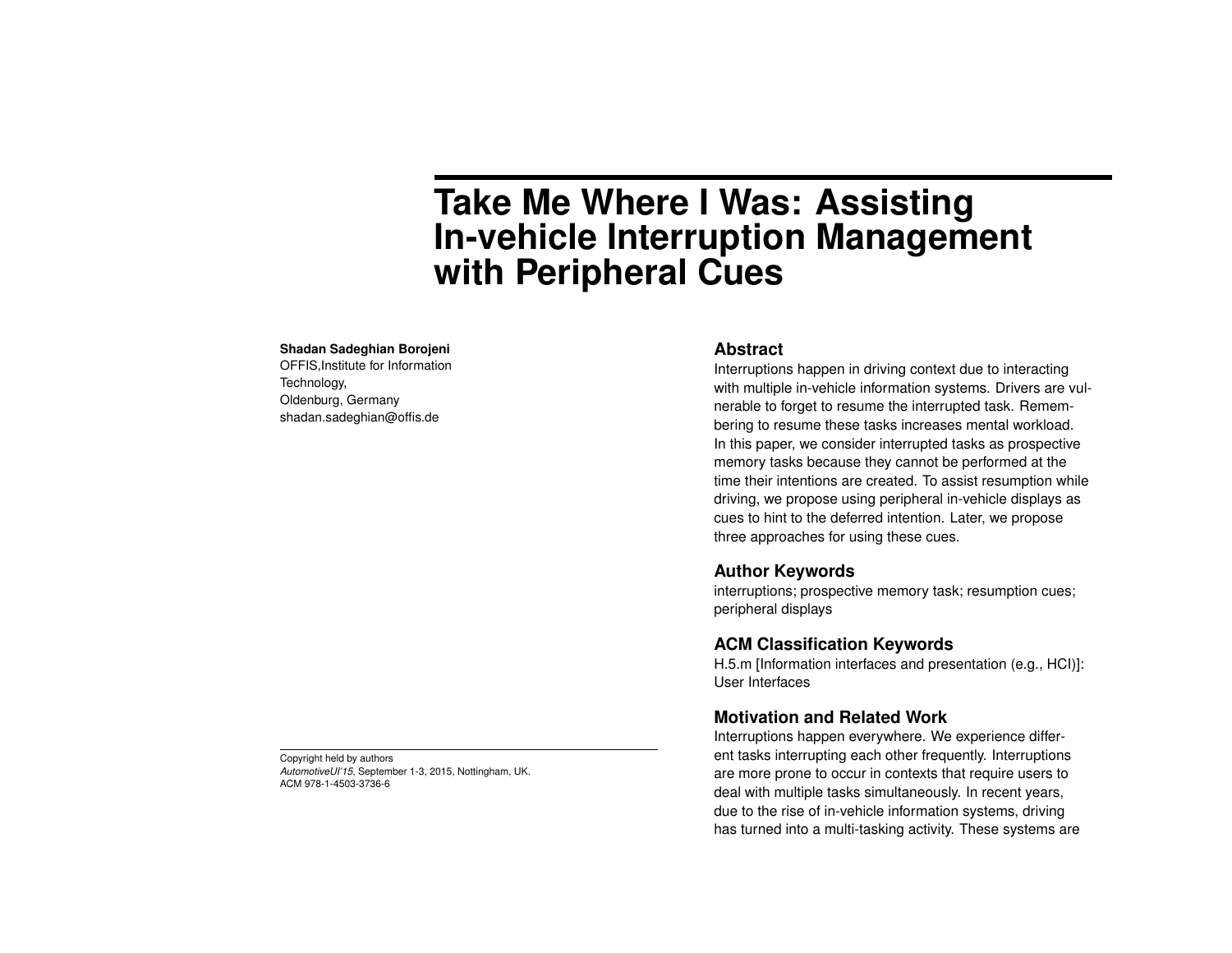# Take Me Where I Was: Assisting In-vehicle Interruption Management with Peripheral Cues

**Shadan Sadeghian Borojeni**
OFFIS,Institute for Information Technology,
Oldenburg, Germany
shadan.sadeghian@offis.de

## Abstract

Interruptions happen in driving context due to interacting with multiple in-vehicle information systems. Drivers are vulnerable to forget to resume the interrupted task. Remembering to resume these tasks increases mental workload. In this paper, we consider interrupted tasks as prospective memory tasks because they cannot be performed at the time their intentions are created. To assist resumption while driving, we propose using peripheral in-vehicle displays as cues to hint to the deferred intention. Later, we propose three approaches for using these cues.

## Author Keywords

interruptions; prospective memory task; resumption cues; peripheral displays

## ACM Classification Keywords

H.5.m [Information interfaces and presentation (e.g., HCI)]: User Interfaces

## Motivation and Related Work

Interruptions happen everywhere. We experience different tasks interrupting each other frequently. Interruptions are more prone to occur in contexts that require users to deal with multiple tasks simultaneously. In recent years, due to the rise of in-vehicle information systems, driving has turned into a multi-tasking activity. These systems are

Copyright held by authors
*AutomotiveUI'15*, September 1-3, 2015, Nottingham, UK.
ACM 978-1-4503-3736-6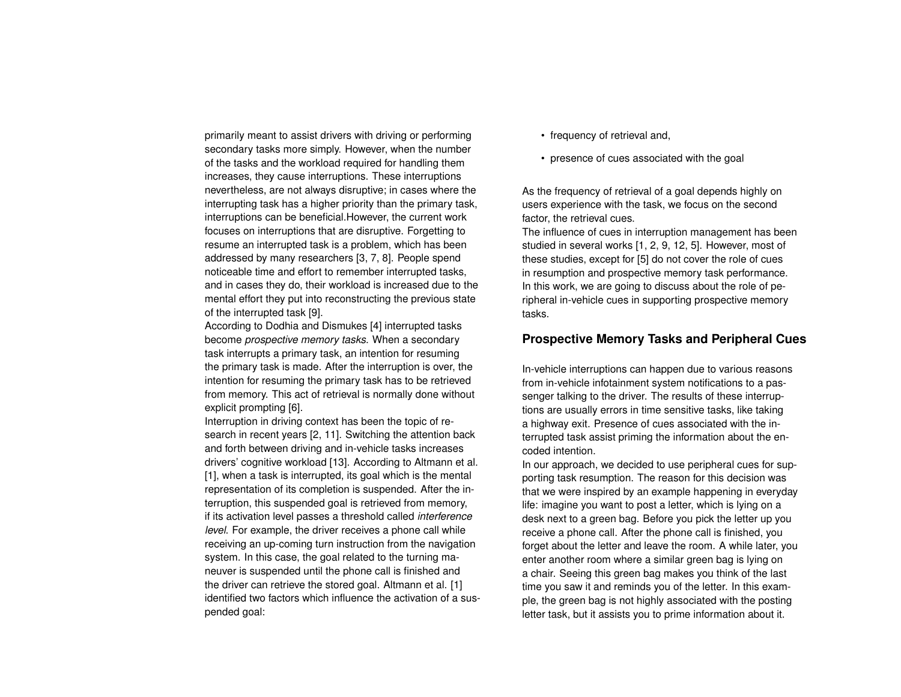primarily meant to assist drivers with driving or performing secondary tasks more simply. However, when the number of the tasks and the workload required for handling them increases, they cause interruptions. These interruptions nevertheless, are not always disruptive; in cases where the interrupting task has a higher priority than the primary task, interruptions can be beneficial.However, the current work focuses on interruptions that are disruptive. Forgetting to resume an interrupted task is a problem, which has been addressed by many researchers [3, 7, 8]. People spend noticeable time and effort to remember interrupted tasks, and in cases they do, their workload is increased due to the mental effort they put into reconstructing the previous state of the interrupted task [9].

According to Dodhia and Dismukes [4] interrupted tasks become *prospective memory tasks.* When a secondary task interrupts a primary task, an intention for resuming the primary task is made. After the interruption is over, the intention for resuming the primary task has to be retrieved from memory. This act of retrieval is normally done without explicit prompting [6].

Interruption in driving context has been the topic of research in recent years [2, 11]. Switching the attention back and forth between driving and in-vehicle tasks increases drivers' cognitive workload [13]. According to Altmann et al. [1], when a task is interrupted, its goal which is the mental representation of its completion is suspended. After the interruption, this suspended goal is retrieved from memory, if its activation level passes a threshold called *interference level.* For example, the driver receives a phone call while receiving an up-coming turn instruction from the navigation system. In this case, the goal related to the turning maneuver is suspended until the phone call is finished and the driver can retrieve the stored goal. Altmann et al. [1] identified two factors which influence the activation of a suspended goal:

- frequency of retrieval and,
- presence of cues associated with the goal

As the frequency of retrieval of a goal depends highly on users experience with the task, we focus on the second factor, the retrieval cues.

The influence of cues in interruption management has been studied in several works [1, 2, 9, 12, 5]. However, most of these studies, except for [5] do not cover the role of cues in resumption and prospective memory task performance. In this work, we are going to discuss about the role of peripheral in-vehicle cues in supporting prospective memory tasks.

## Prospective Memory Tasks and Peripheral Cues

In-vehicle interruptions can happen due to various reasons from in-vehicle infotainment system notifications to a passenger talking to the driver. The results of these interruptions are usually errors in time sensitive tasks, like taking a highway exit. Presence of cues associated with the interrupted task assist priming the information about the encoded intention.

In our approach, we decided to use peripheral cues for supporting task resumption. The reason for this decision was that we were inspired by an example happening in everyday life: imagine you want to post a letter, which is lying on a desk next to a green bag. Before you pick the letter up you receive a phone call. After the phone call is finished, you forget about the letter and leave the room. A while later, you enter another room where a similar green bag is lying on a chair. Seeing this green bag makes you think of the last time you saw it and reminds you of the letter. In this example, the green bag is not highly associated with the posting letter task, but it assists you to prime information about it.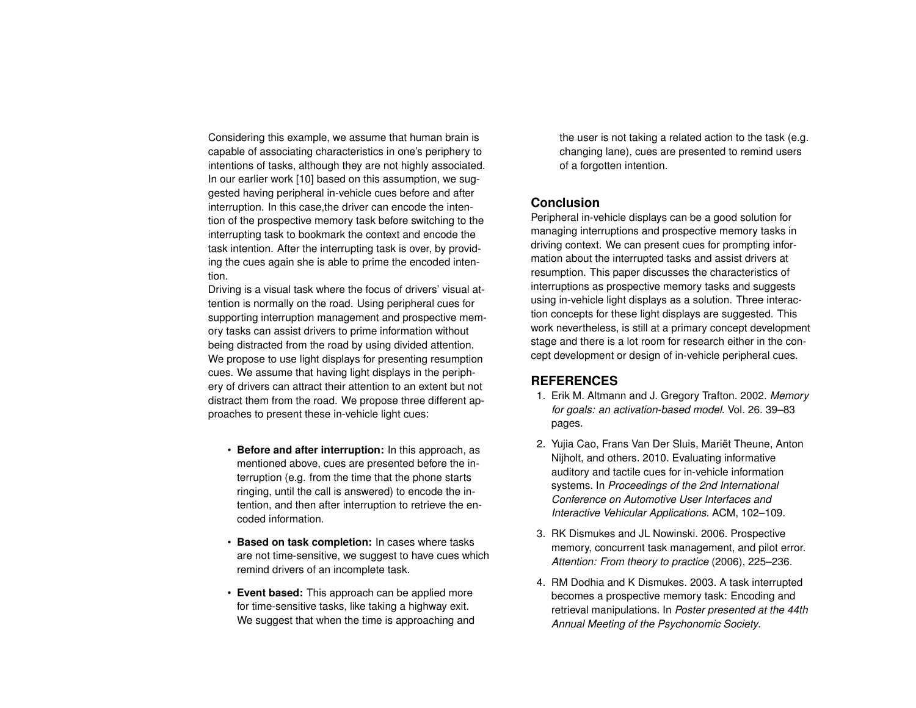Considering this example, we assume that human brain is capable of associating characteristics in one's periphery to intentions of tasks, although they are not highly associated. In our earlier work [10] based on this assumption, we suggested having peripheral in-vehicle cues before and after interruption. In this case,the driver can encode the intention of the prospective memory task before switching to the interrupting task to bookmark the context and encode the task intention. After the interrupting task is over, by providing the cues again she is able to prime the encoded intention.

Driving is a visual task where the focus of drivers' visual attention is normally on the road. Using peripheral cues for supporting interruption management and prospective memory tasks can assist drivers to prime information without being distracted from the road by using divided attention. We propose to use light displays for presenting resumption cues. We assume that having light displays in the periphery of drivers can attract their attention to an extent but not distract them from the road. We propose three different approaches to present these in-vehicle light cues:

- **Before and after interruption:** In this approach, as mentioned above, cues are presented before the interruption (e.g. from the time that the phone starts ringing, until the call is answered) to encode the intention, and then after interruption to retrieve the encoded information.
- **Based on task completion:** In cases where tasks are not time-sensitive, we suggest to have cues which remind drivers of an incomplete task.
- **Event based:** This approach can be applied more for time-sensitive tasks, like taking a highway exit. We suggest that when the time is approaching and the user is not taking a related action to the task (e.g. changing lane), cues are presented to remind users of a forgotten intention.

## Conclusion

Peripheral in-vehicle displays can be a good solution for managing interruptions and prospective memory tasks in driving context. We can present cues for prompting information about the interrupted tasks and assist drivers at resumption. This paper discusses the characteristics of interruptions as prospective memory tasks and suggests using in-vehicle light displays as a solution. Three interaction concepts for these light displays are suggested. This work nevertheless, is still at a primary concept development stage and there is a lot room for research either in the concept development or design of in-vehicle peripheral cues.

## REFERENCES

1. Erik M. Altmann and J. Gregory Trafton. 2002. *Memory for goals: an activation-based model*. Vol. 26. 39–83 pages.
2. Yujia Cao, Frans Van Der Sluis, Mariët Theune, Anton Nijholt, and others. 2010. Evaluating informative auditory and tactile cues for in-vehicle information systems. In *Proceedings of the 2nd International Conference on Automotive User Interfaces and Interactive Vehicular Applications*. ACM, 102–109.
3. RK Dismukes and JL Nowinski. 2006. Prospective memory, concurrent task management, and pilot error. *Attention: From theory to practice* (2006), 225–236.
4. RM Dodhia and K Dismukes. 2003. A task interrupted becomes a prospective memory task: Encoding and retrieval manipulations. In *Poster presented at the 44th Annual Meeting of the Psychonomic Society*.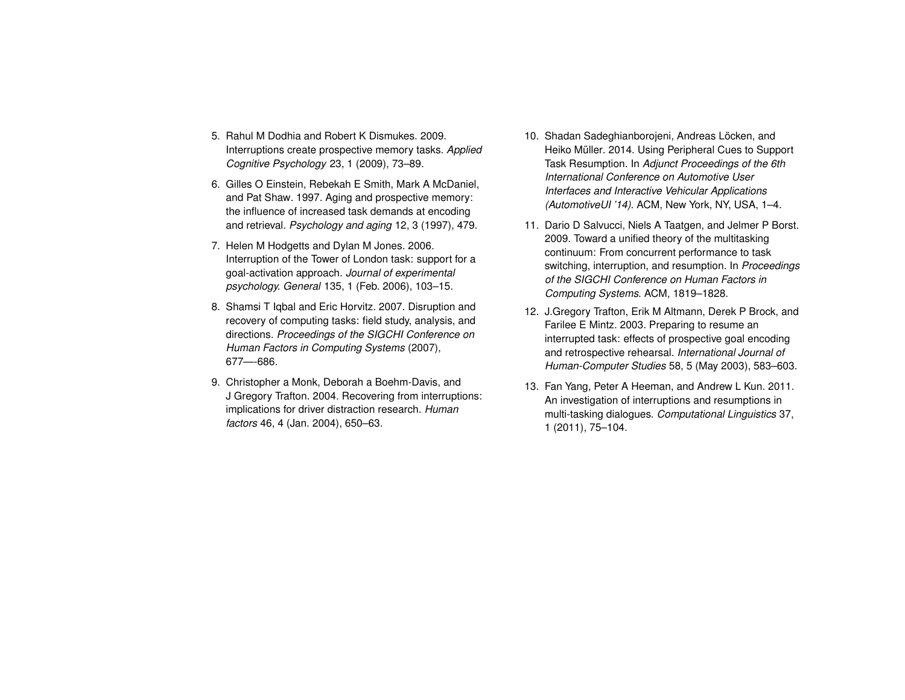5. Rahul M Dodhia and Robert K Dismukes. 2009. Interruptions create prospective memory tasks. *Applied Cognitive Psychology* 23, 1 (2009), 73–89.
6. Gilles O Einstein, Rebekah E Smith, Mark A McDaniel, and Pat Shaw. 1997. Aging and prospective memory: the influence of increased task demands at encoding and retrieval. *Psychology and aging* 12, 3 (1997), 479.
7. Helen M Hodgetts and Dylan M Jones. 2006. Interruption of the Tower of London task: support for a goal-activation approach. *Journal of experimental psychology. General* 135, 1 (Feb. 2006), 103–15.
8. Shamsi T Iqbal and Eric Horvitz. 2007. Disruption and recovery of computing tasks: field study, analysis, and directions. *Proceedings of the SIGCHI Conference on Human Factors in Computing Systems* (2007), 677—-686.
9. Christopher a Monk, Deborah a Boehm-Davis, and J Gregory Trafton. 2004. Recovering from interruptions: implications for driver distraction research. *Human factors* 46, 4 (Jan. 2004), 650–63.
10. Shadan Sadeghianborojeni, Andreas Löcken, and Heiko Müller. 2014. Using Peripheral Cues to Support Task Resumption. In *Adjunct Proceedings of the 6th International Conference on Automotive User Interfaces and Interactive Vehicular Applications (AutomotiveUI '14)*. ACM, New York, NY, USA, 1–4.
11. Dario D Salvucci, Niels A Taatgen, and Jelmer P Borst. 2009. Toward a unified theory of the multitasking continuum: From concurrent performance to task switching, interruption, and resumption. In *Proceedings of the SIGCHI Conference on Human Factors in Computing Systems*. ACM, 1819–1828.
12. J.Gregory Trafton, Erik M Altmann, Derek P Brock, and Farilee E Mintz. 2003. Preparing to resume an interrupted task: effects of prospective goal encoding and retrospective rehearsal. *International Journal of Human-Computer Studies* 58, 5 (May 2003), 583–603.
13. Fan Yang, Peter A Heeman, and Andrew L Kun. 2011. An investigation of interruptions and resumptions in multi-tasking dialogues. *Computational Linguistics* 37, 1 (2011), 75–104.